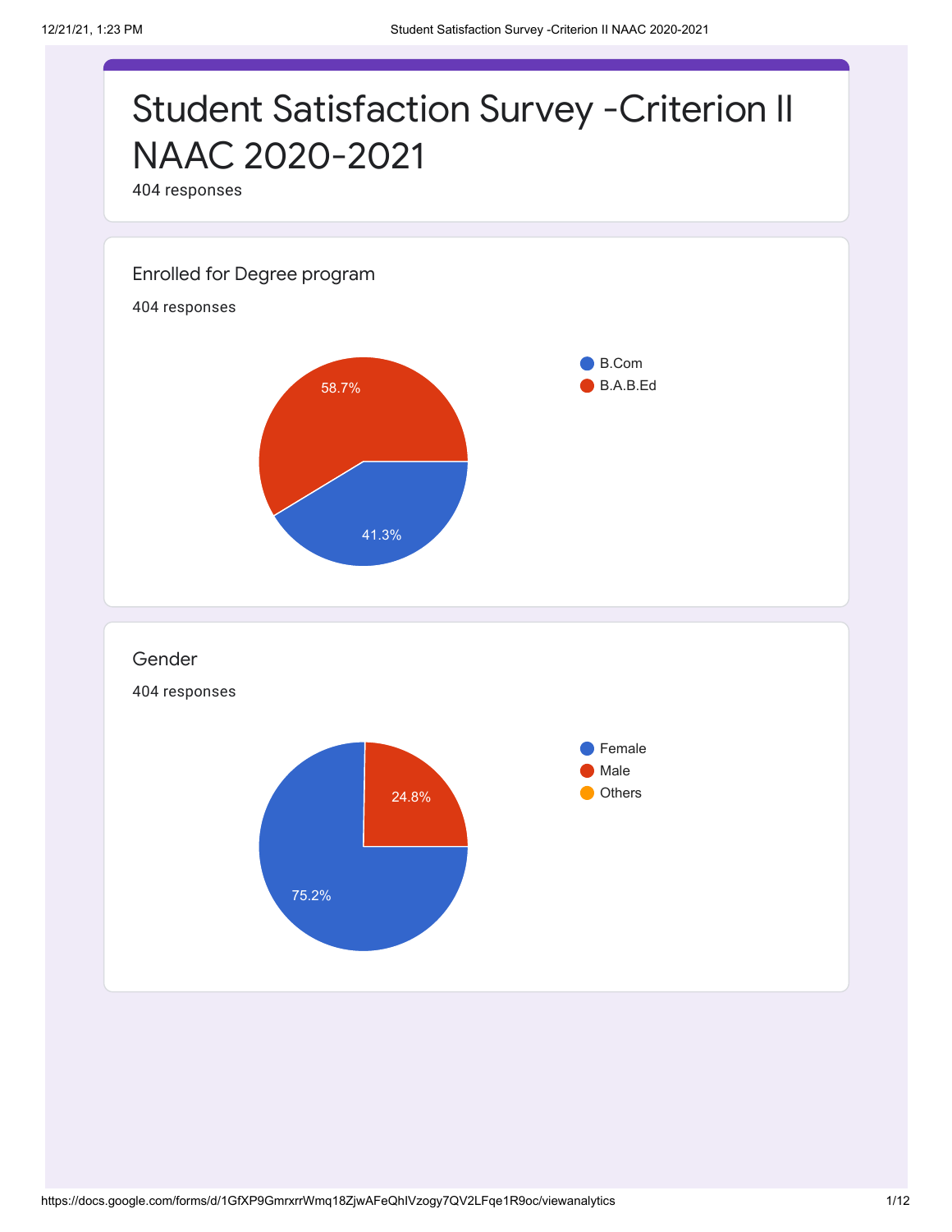# Student Satisfaction Survey -Criterion II NAAC 2020-2021

404 responses

## Enrolled for Degree program

404 responses

- B.Com: 41.3%
- B.A.B.Ed: 58.7%

## Gender

404 responses

- Female: 75.2%
- Male: 24.8%
- Others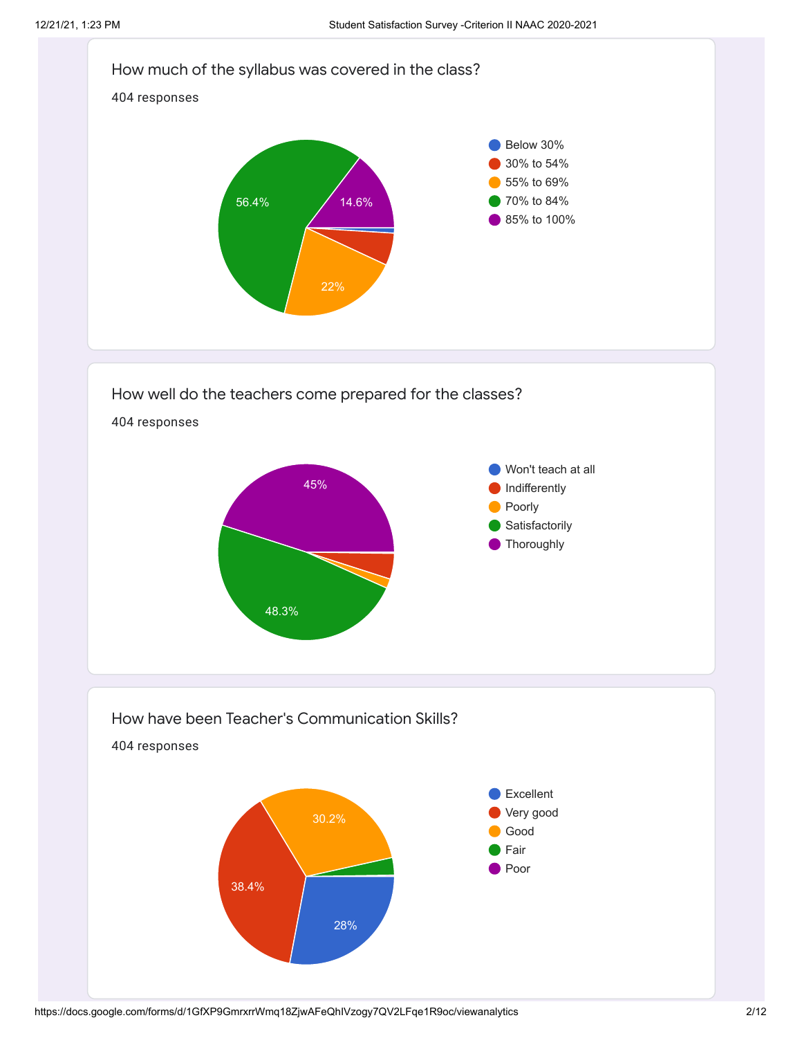## How much of the syllabus was covered in the class?

404 responses

- Below 30%
- 30% to 54%
- 55% to 69%
- 70% to 84%
- 85% to 100%

56.4%
14.6%
22%

## How well do the teachers come prepared for the classes?

404 responses

- Won't teach at all
- Indifferently
- Poorly
- Satisfactorily
- Thoroughly

45%
48.3%

## How have been Teacher's Communication Skills?

404 responses

- Excellent
- Very good
- Good
- Fair
- Poor

30.2%
38.4%
28%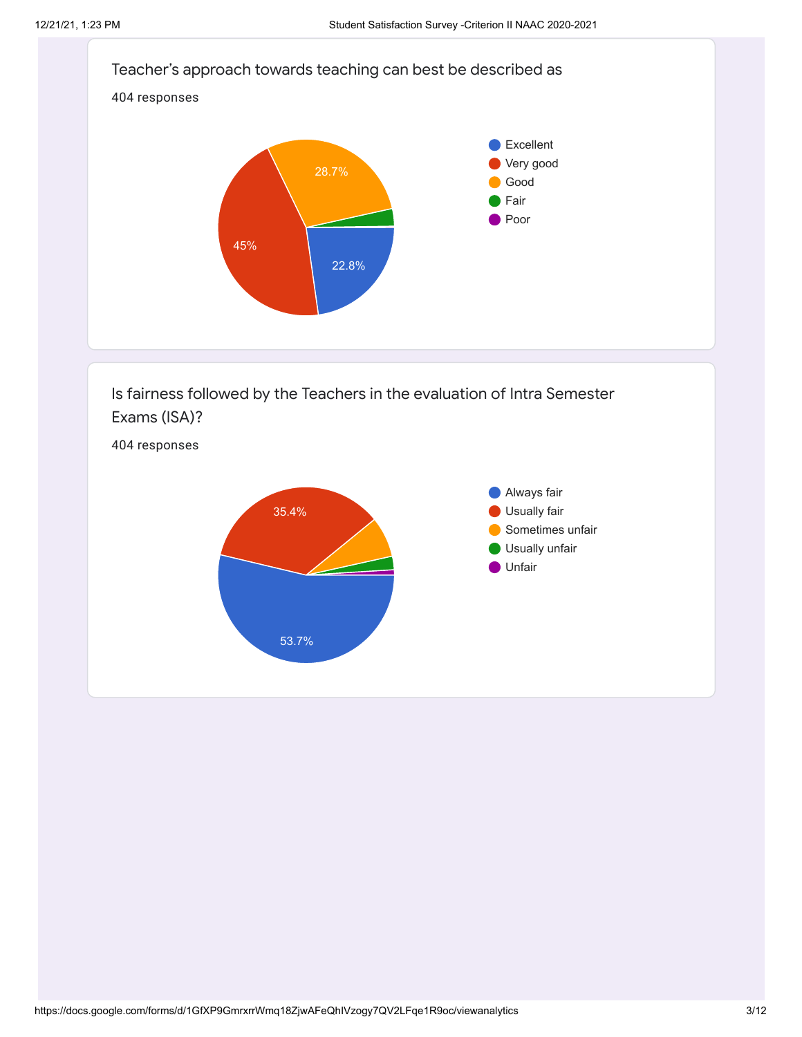## Teacher's approach towards teaching can best be described as

404 responses

- Excellent
- Very good
- Good
- Fair
- Poor

28.7%

45%

22.8%

## Is fairness followed by the Teachers in the evaluation of Intra Semester Exams (ISA)?

404 responses

- Always fair
- Usually fair
- Sometimes unfair
- Usually unfair
- Unfair

35.4%

53.7%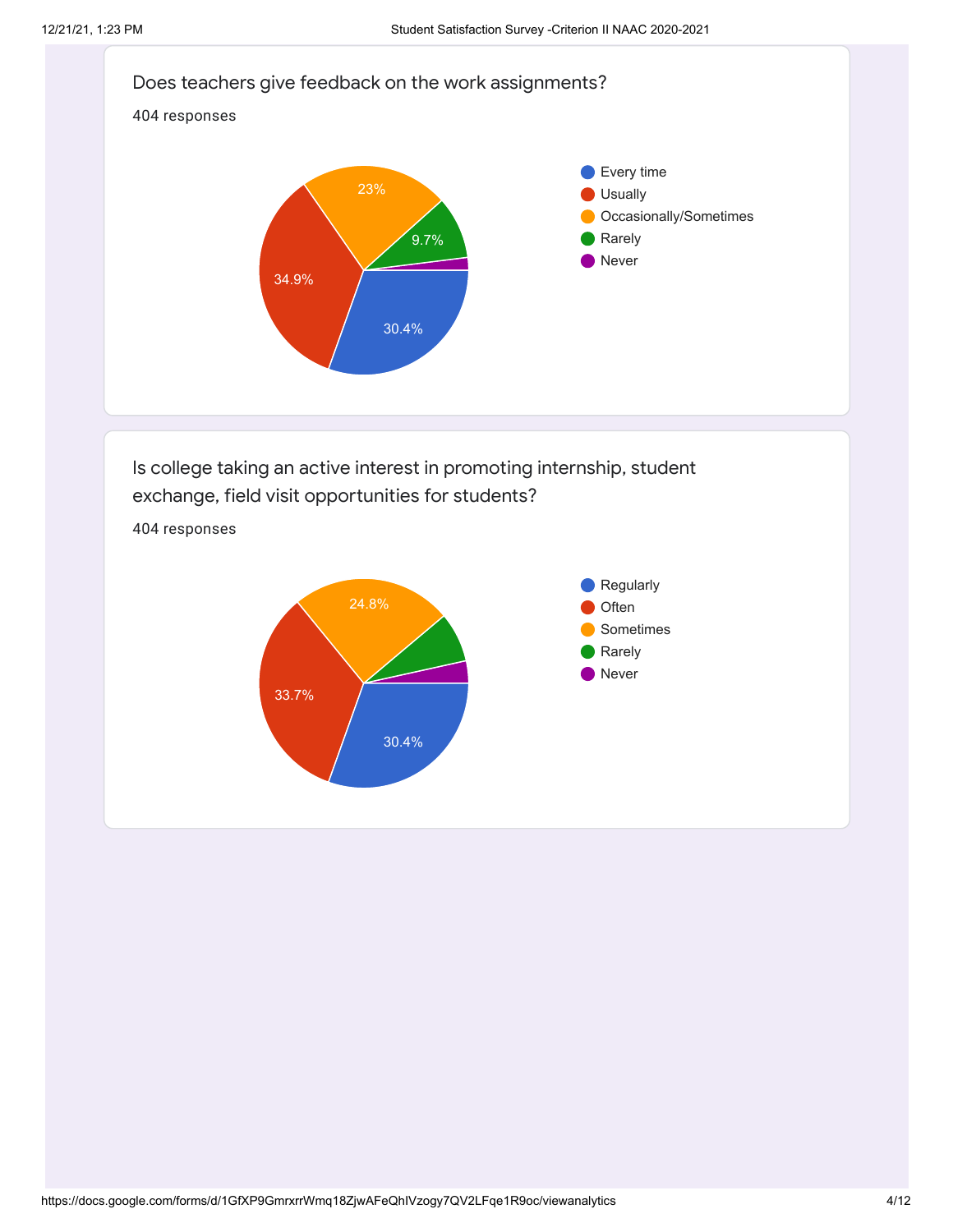## Does teachers give feedback on the work assignments?

404 responses

| Response | Percentage |
| --- | --- |
| Every time | 30.4% |
| Usually | 34.9% |
| Occasionally/Sometimes | 23% |
| Rarely | 9.7% |
| Never | |

## Is college taking an active interest in promoting internship, student exchange, field visit opportunities for students?

404 responses

| Response | Percentage |
| --- | --- |
| Regularly | 30.4% |
| Often | 33.7% |
| Sometimes | 24.8% |
| Rarely | |
| Never | |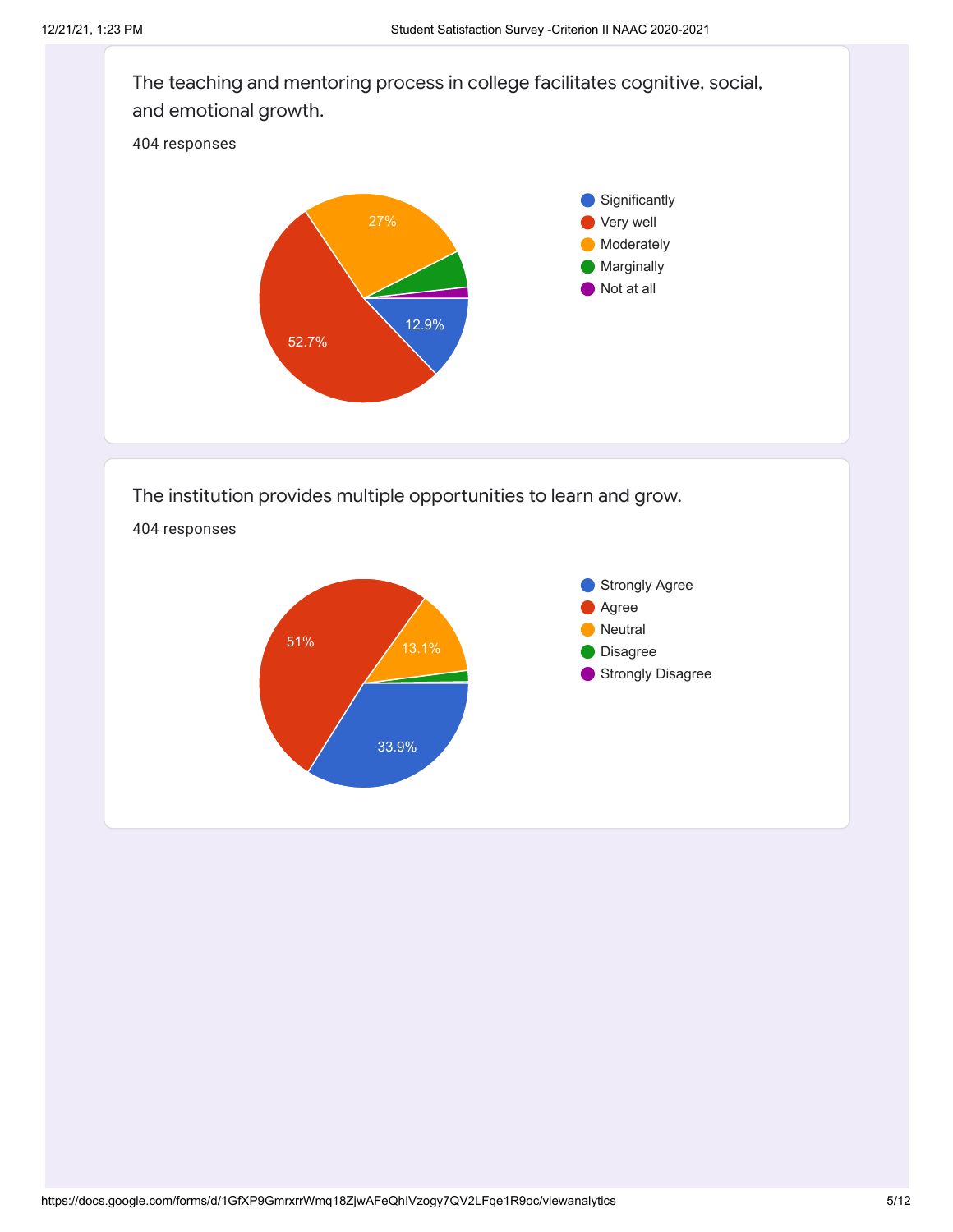The teaching and mentoring process in college facilitates cognitive, social, and emotional growth.

404 responses

- Significantly: 12.9%
- Very well: 52.7%
- Moderately: 27%
- Marginally
- Not at all

The institution provides multiple opportunities to learn and grow.

404 responses

- Strongly Agree: 33.9%
- Agree: 51%
- Neutral: 13.1%
- Disagree
- Strongly Disagree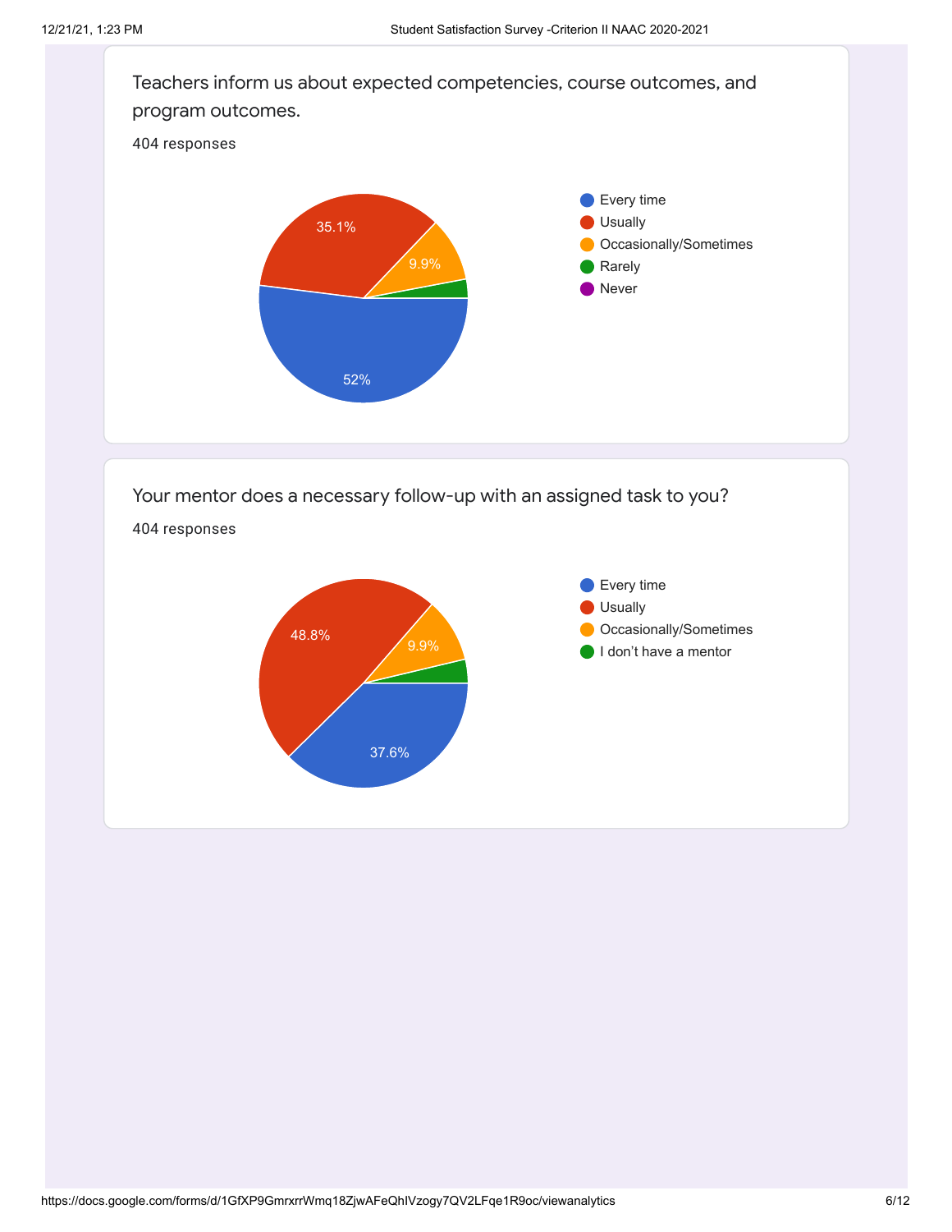Teachers inform us about expected competencies, course outcomes, and program outcomes.

404 responses

- Every time: 52%
- Usually: 35.1%
- Occasionally/Sometimes: 9.9%
- Rarely
- Never

Your mentor does a necessary follow-up with an assigned task to you?

404 responses

- Every time: 37.6%
- Usually: 48.8%
- Occasionally/Sometimes: 9.9%
- I don't have a mentor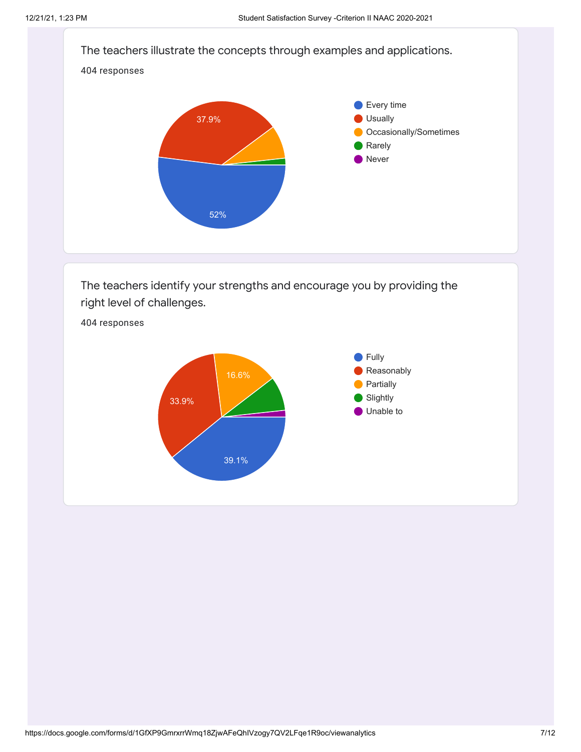The teachers illustrate the concepts through examples and applications.

404 responses

- Every time
- Usually
- Occasionally/Sometimes
- Rarely
- Never

37.9%

52%

The teachers identify your strengths and encourage you by providing the right level of challenges.

404 responses

- Fully
- Reasonably
- Partially
- Slightly
- Unable to

16.6%

33.9%

39.1%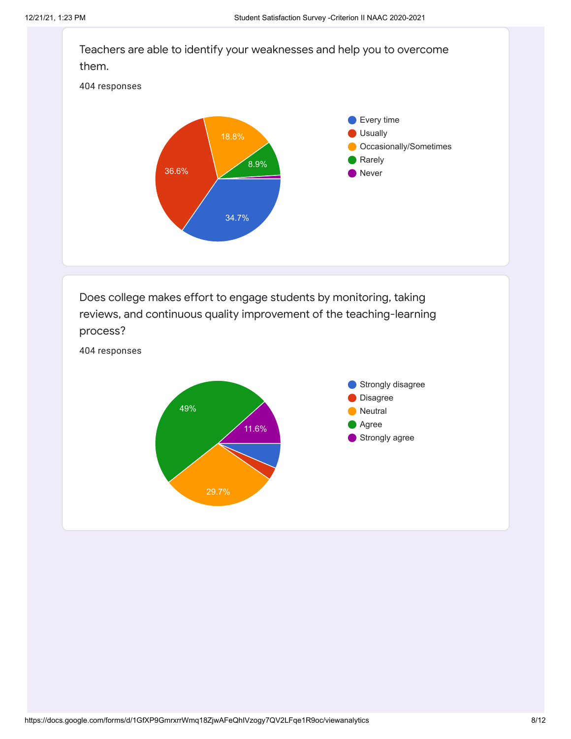Teachers are able to identify your weaknesses and help you to overcome them.

404 responses

- Every time: 34.7%
- Usually: 36.6%
- Occasionally/Sometimes: 18.8%
- Rarely: 8.9%
- Never

Does college makes effort to engage students by monitoring, taking reviews, and continuous quality improvement of the teaching-learning process?

404 responses

- Strongly disagree
- Disagree
- Neutral: 29.7%
- Agree: 49%
- Strongly agree: 11.6%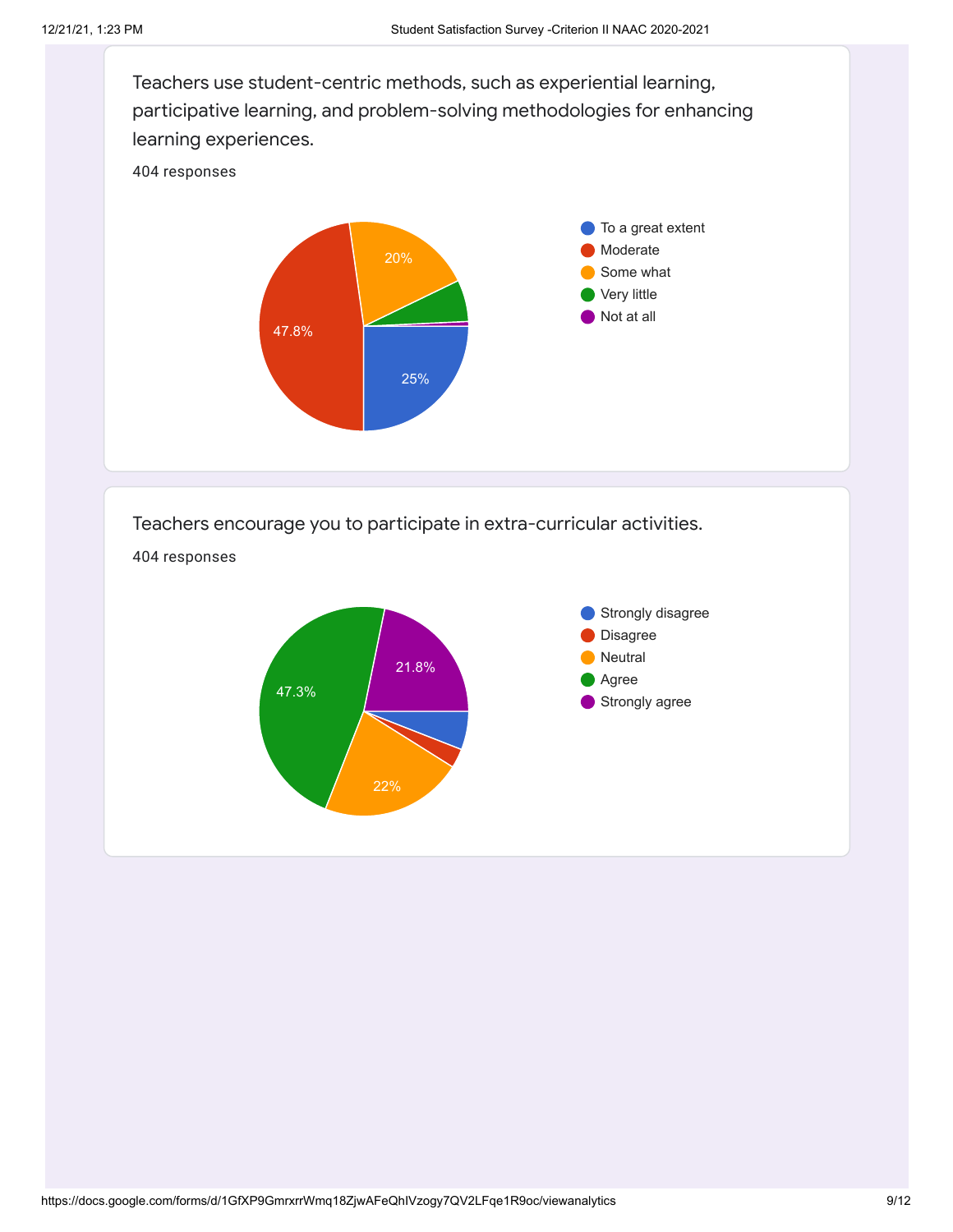Teachers use student-centric methods, such as experiential learning, participative learning, and problem-solving methodologies for enhancing learning experiences.

404 responses

- To a great extent
- Moderate
- Some what
- Very little
- Not at all

47.8%
20%
25%

Teachers encourage you to participate in extra-curricular activities.

404 responses

- Strongly disagree
- Disagree
- Neutral
- Agree
- Strongly agree

47.3%
21.8%
22%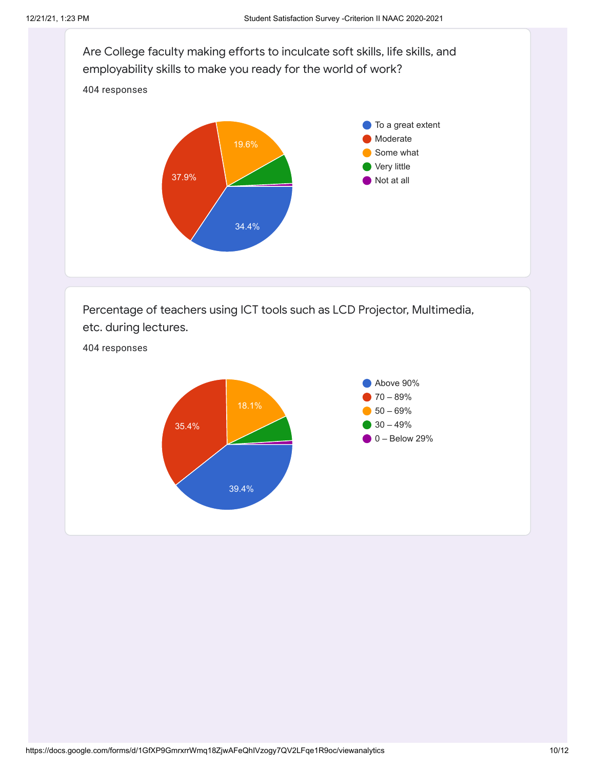Are College faculty making efforts to inculcate soft skills, life skills, and employability skills to make you ready for the world of work?

404 responses

- To a great extent: 34.4%
- Moderate: 37.9%
- Some what: 19.6%
- Very little
- Not at all

Percentage of teachers using ICT tools such as LCD Projector, Multimedia, etc. during lectures.

404 responses

- Above 90%: 39.4%
- 70 – 89%: 35.4%
- 50 – 69%: 18.1%
- 30 – 49%
- 0 – Below 29%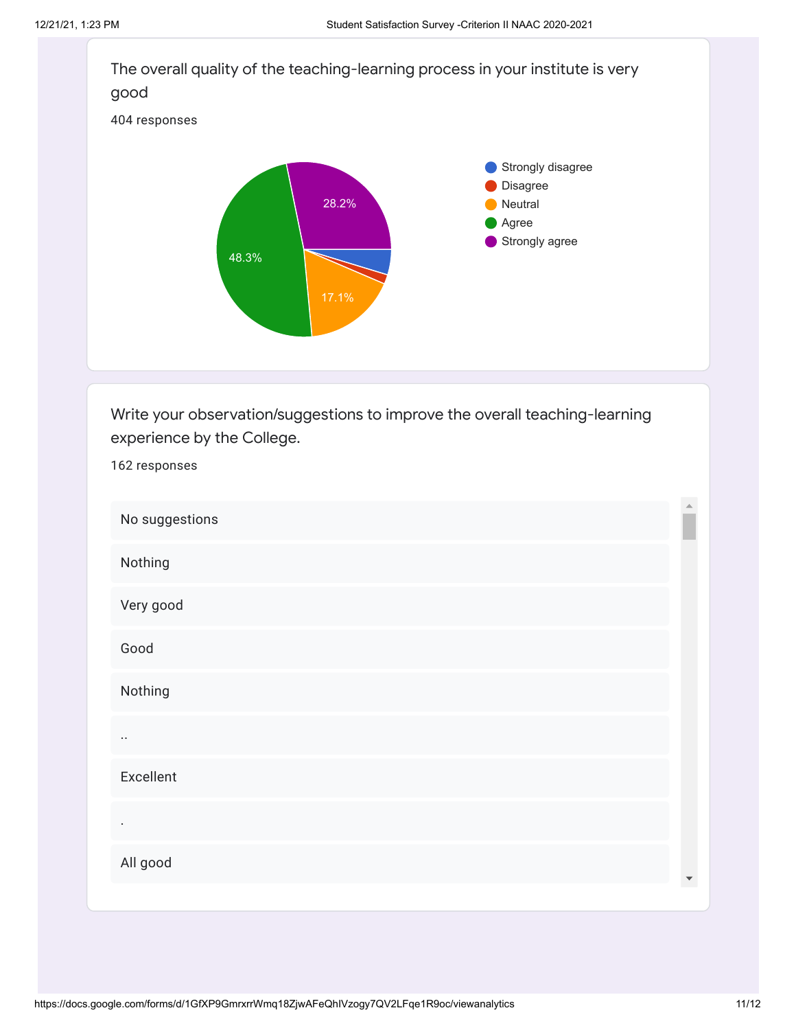The overall quality of the teaching-learning process in your institute is very good

404 responses

- Strongly disagree
- Disagree
- Neutral
- Agree
- Strongly agree

48.3%

28.2%

17.1%

Write your observation/suggestions to improve the overall teaching-learning experience by the College.

162 responses

No suggestions

Nothing

Very good

Good

Nothing

..

Excellent

.

All good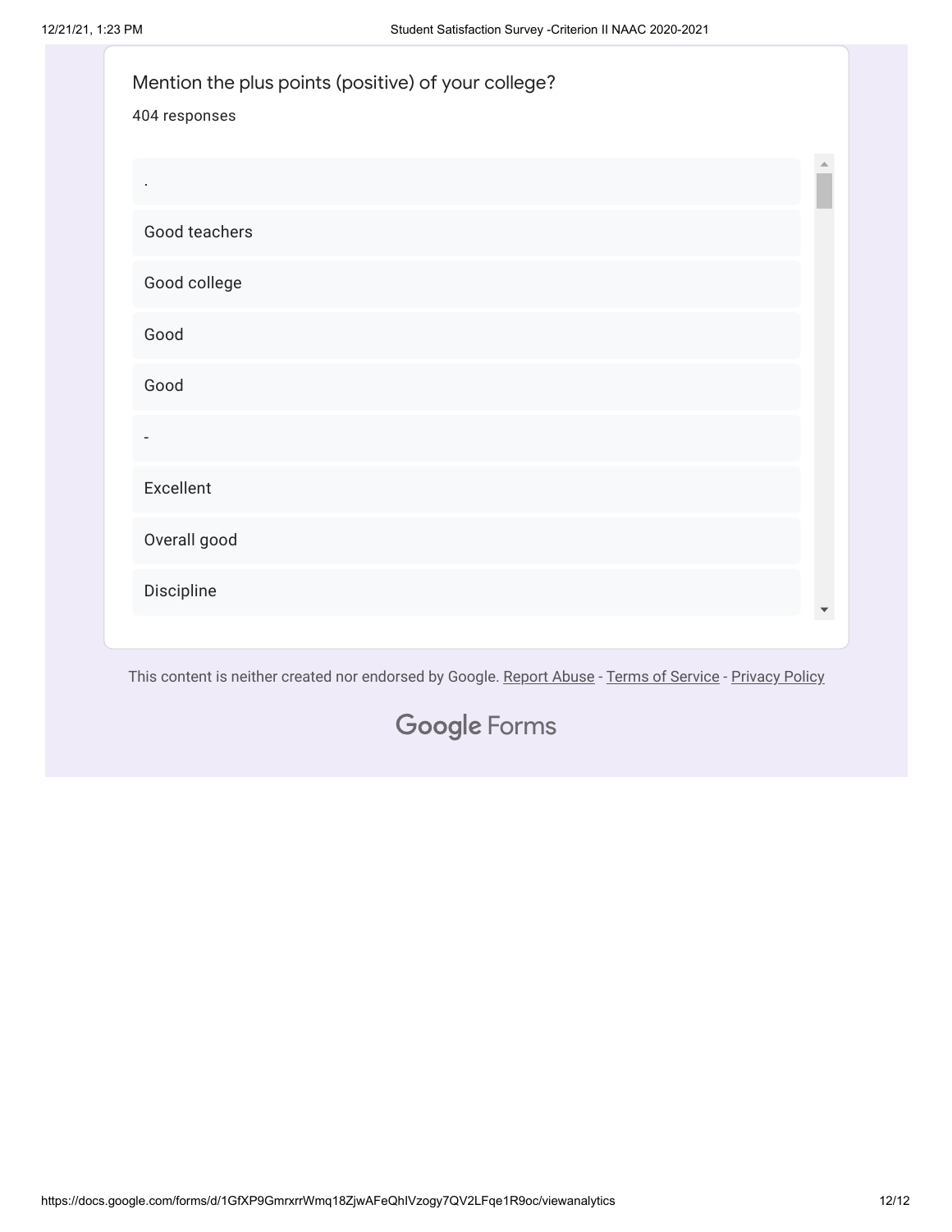Mention the plus points (positive) of your college?

404 responses

.

Good teachers

Good college

Good

Good

-

Excellent

Overall good

Discipline

This content is neither created nor endorsed by Google. Report Abuse - Terms of Service - Privacy Policy

Google Forms